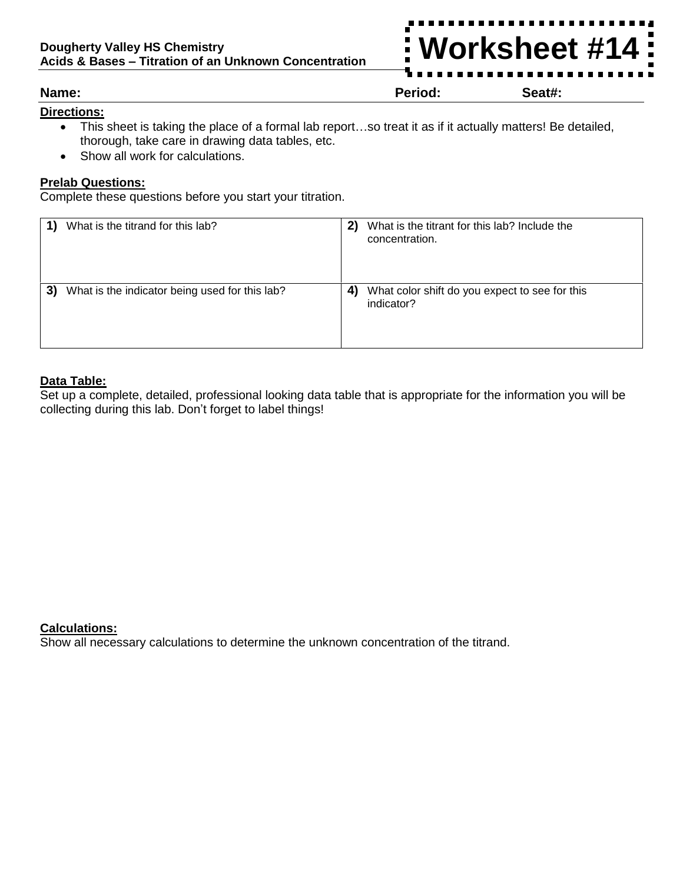**Dougherty Valley HS Chemistry**
**Acids & Bases – Titration of an Unknown Concentration**

# Worksheet #14

**Name:** **Period:** **Seat#:**

**Directions:**

- This sheet is taking the place of a formal lab report…so treat it as if it actually matters! Be detailed, thorough, take care in drawing data tables, etc.
- Show all work for calculations.

**Prelab Questions:**

Complete these questions before you start your titration.

| | |
|---|---|
| **1)** What is the titrand for this lab? | **2)** What is the titrant for this lab? Include the concentration. |
| **3)** What is the indicator being used for this lab? | **4)** What color shift do you expect to see for this indicator? |

**Data Table:**

Set up a complete, detailed, professional looking data table that is appropriate for the information you will be collecting during this lab. Don't forget to label things!

**Calculations:**

Show all necessary calculations to determine the unknown concentration of the titrand.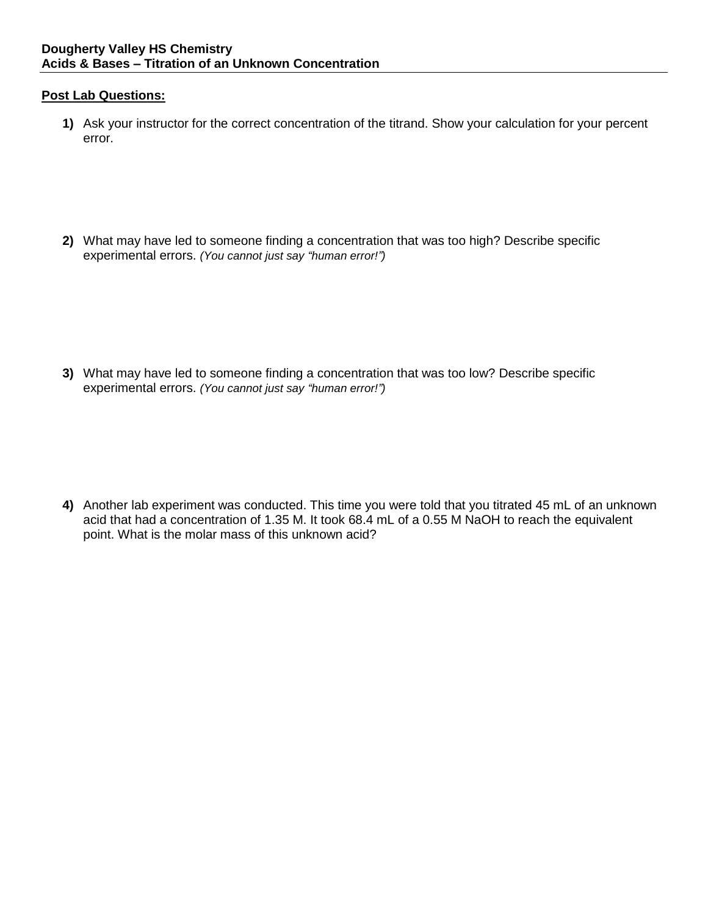**Dougherty Valley HS Chemistry**
**Acids & Bases – Titration of an Unknown Concentration**

**Post Lab Questions:**

1) Ask your instructor for the correct concentration of the titrand. Show your calculation for your percent error.

2) What may have led to someone finding a concentration that was too high? Describe specific experimental errors. *(You cannot just say "human error!")*

3) What may have led to someone finding a concentration that was too low? Describe specific experimental errors. *(You cannot just say "human error!")*

4) Another lab experiment was conducted. This time you were told that you titrated 45 mL of an unknown acid that had a concentration of 1.35 M. It took 68.4 mL of a 0.55 M NaOH to reach the equivalent point. What is the molar mass of this unknown acid?